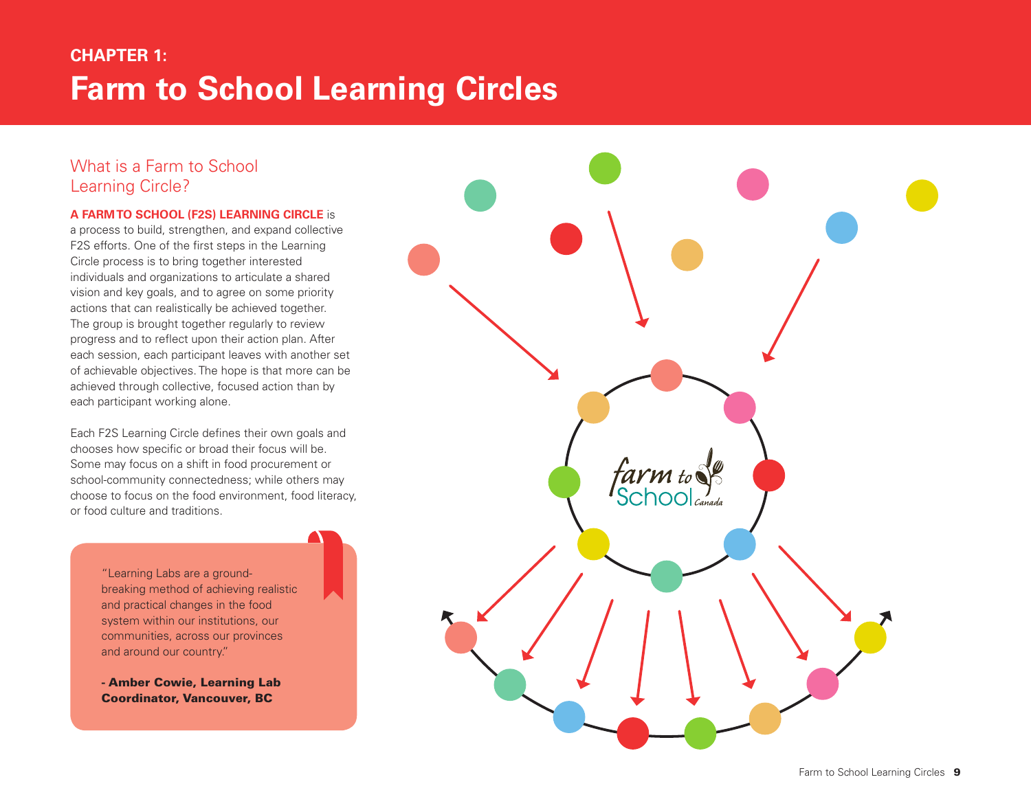## CHAPTER 1:

# Farm to School Learning Circles

### What is a Farm to School Learning Circle?

**A FARM TO SCHOOL (F2S) LEARNING CIRCLE** is a process to build, strengthen, and expand collective F2S efforts. One of the first steps in the Learning Circle process is to bring together interested individuals and organizations to articulate a shared vision and key goals, and to agree on some priority actions that can realistically be achieved together. The group is brought together regularly to review progress and to reflect upon their action plan. After each session, each participant leaves with another set of achievable objectives. The hope is that more can be achieved through collective, focused action than by each participant working alone.

Each F2S Learning Circle defines their own goals and chooses how specific or broad their focus will be. Some may focus on a shift in food procurement or school-community connectedness; while others may choose to focus on the food environment, food literacy, or food culture and traditions.

> "Learning Labs are a ground-breaking method of achieving realistic and practical changes in the food system within our institutions, our communities, across our provinces and around our country."
>
> **- Amber Cowie, Learning Lab Coordinator, Vancouver, BC**

farm to School Canada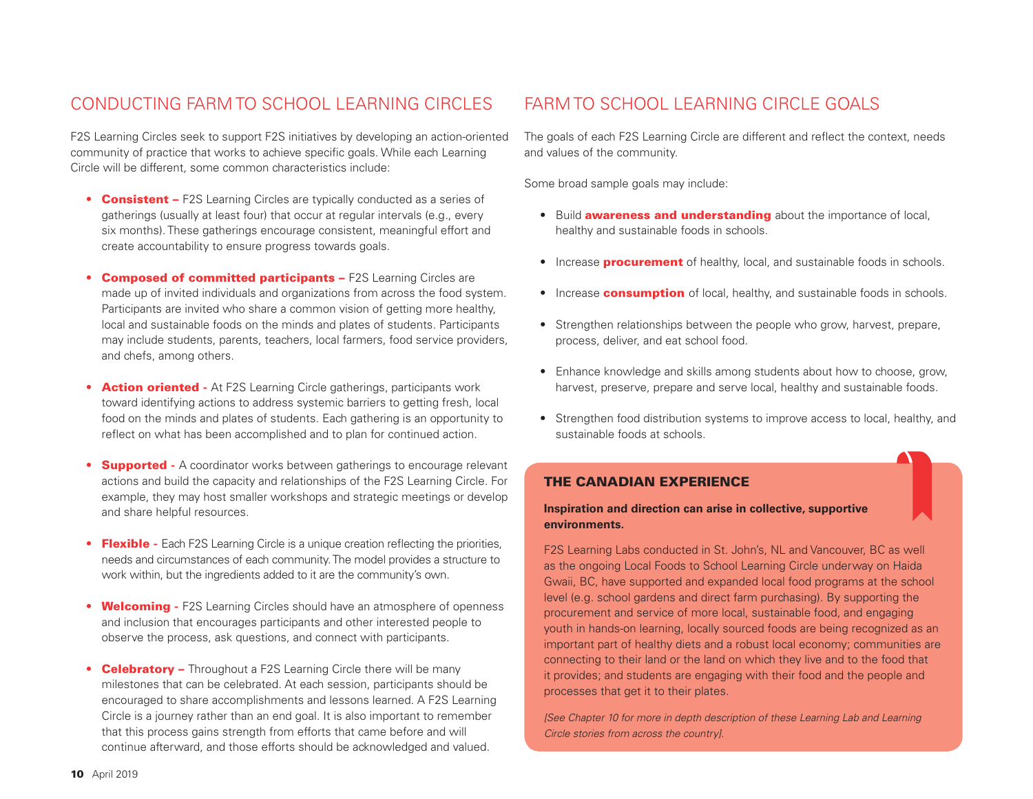## CONDUCTING FARM TO SCHOOL LEARNING CIRCLES

F2S Learning Circles seek to support F2S initiatives by developing an action-oriented community of practice that works to achieve specific goals. While each Learning Circle will be different, some common characteristics include:

- **Consistent –** F2S Learning Circles are typically conducted as a series of gatherings (usually at least four) that occur at regular intervals (e.g., every six months). These gatherings encourage consistent, meaningful effort and create accountability to ensure progress towards goals.
- **Composed of committed participants –** F2S Learning Circles are made up of invited individuals and organizations from across the food system. Participants are invited who share a common vision of getting more healthy, local and sustainable foods on the minds and plates of students. Participants may include students, parents, teachers, local farmers, food service providers, and chefs, among others.
- **Action oriented -** At F2S Learning Circle gatherings, participants work toward identifying actions to address systemic barriers to getting fresh, local food on the minds and plates of students. Each gathering is an opportunity to reflect on what has been accomplished and to plan for continued action.
- **Supported -** A coordinator works between gatherings to encourage relevant actions and build the capacity and relationships of the F2S Learning Circle. For example, they may host smaller workshops and strategic meetings or develop and share helpful resources.
- **Flexible -** Each F2S Learning Circle is a unique creation reflecting the priorities, needs and circumstances of each community. The model provides a structure to work within, but the ingredients added to it are the community's own.
- **Welcoming -** F2S Learning Circles should have an atmosphere of openness and inclusion that encourages participants and other interested people to observe the process, ask questions, and connect with participants.
- **Celebratory –** Throughout a F2S Learning Circle there will be many milestones that can be celebrated. At each session, participants should be encouraged to share accomplishments and lessons learned. A F2S Learning Circle is a journey rather than an end goal. It is also important to remember that this process gains strength from efforts that came before and will continue afterward, and those efforts should be acknowledged and valued.

## FARM TO SCHOOL LEARNING CIRCLE GOALS

The goals of each F2S Learning Circle are different and reflect the context, needs and values of the community.

Some broad sample goals may include:

- Build **awareness and understanding** about the importance of local, healthy and sustainable foods in schools.
- Increase **procurement** of healthy, local, and sustainable foods in schools.
- Increase **consumption** of local, healthy, and sustainable foods in schools.
- Strengthen relationships between the people who grow, harvest, prepare, process, deliver, and eat school food.
- Enhance knowledge and skills among students about how to choose, grow, harvest, preserve, prepare and serve local, healthy and sustainable foods.
- Strengthen food distribution systems to improve access to local, healthy, and sustainable foods at schools.

### THE CANADIAN EXPERIENCE

**Inspiration and direction can arise in collective, supportive environments.**

F2S Learning Labs conducted in St. John's, NL and Vancouver, BC as well as the ongoing Local Foods to School Learning Circle underway on Haida Gwaii, BC, have supported and expanded local food programs at the school level (e.g. school gardens and direct farm purchasing). By supporting the procurement and service of more local, sustainable food, and engaging youth in hands-on learning, locally sourced foods are being recognized as an important part of healthy diets and a robust local economy; communities are connecting to their land or the land on which they live and to the food that it provides; and students are engaging with their food and the people and processes that get it to their plates.

*[See Chapter 10 for more in depth description of these Learning Lab and Learning Circle stories from across the country].*